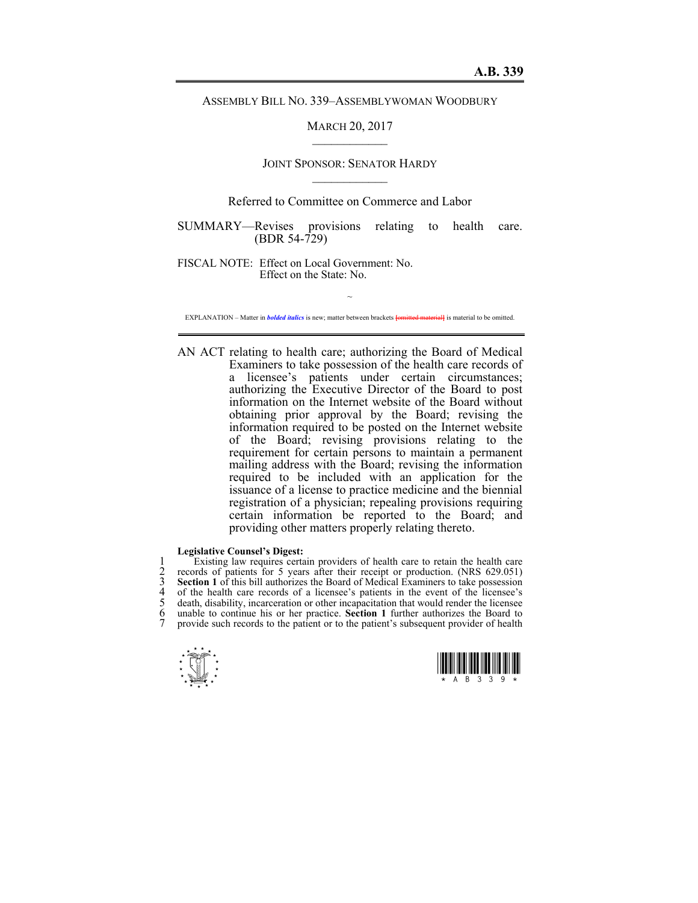# A.B. 339

ASSEMBLY BILL NO. 339–ASSEMBLYWOMAN WOODBURY

MARCH 20, 2017

JOINT SPONSOR: SENATOR HARDY

Referred to Committee on Commerce and Labor

SUMMARY—Revises provisions relating to health care. (BDR 54-729)

FISCAL NOTE: Effect on Local Government: No.
Effect on the State: No.

~

EXPLANATION – Matter in ***bolded italics*** is new; matter between brackets [omitted material] is material to be omitted.

AN ACT relating to health care; authorizing the Board of Medical Examiners to take possession of the health care records of a licensee's patients under certain circumstances; authorizing the Executive Director of the Board to post information on the Internet website of the Board without obtaining prior approval by the Board; revising the information required to be posted on the Internet website of the Board; revising provisions relating to the requirement for certain persons to maintain a permanent mailing address with the Board; revising the information required to be included with an application for the issuance of a license to practice medicine and the biennial registration of a physician; repealing provisions requiring certain information be reported to the Board; and providing other matters properly relating thereto.

**Legislative Counsel's Digest:**

1 Existing law requires certain providers of health care to retain the health care
2 records of patients for 5 years after their receipt or production. (NRS 629.051)
3 **Section 1** of this bill authorizes the Board of Medical Examiners to take possession
4 of the health care records of a licensee's patients in the event of the licensee's
5 death, disability, incarceration or other incapacitation that would render the licensee
6 unable to continue his or her practice. **Section 1** further authorizes the Board to
7 provide such records to the patient or to the patient's subsequent provider of health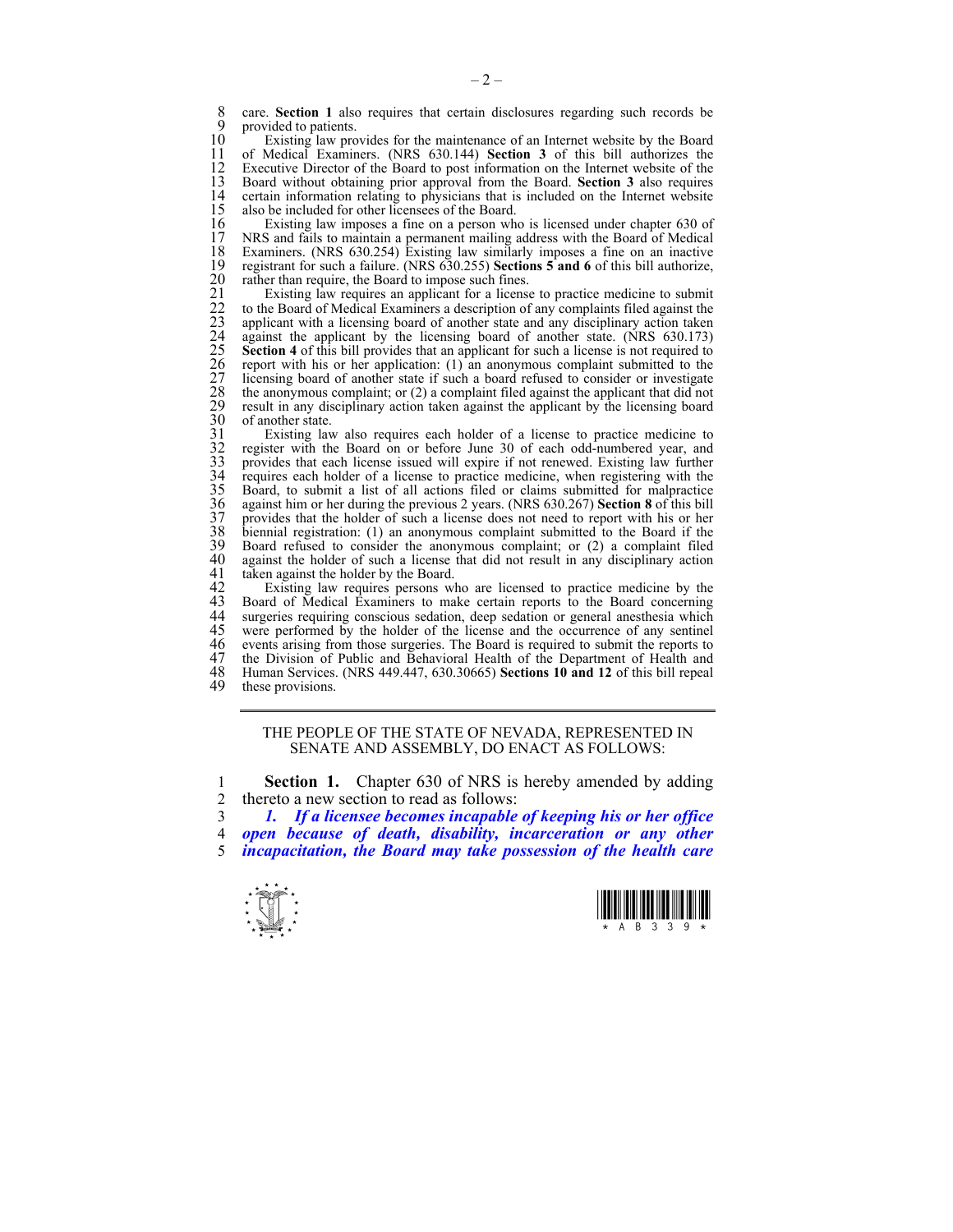care. **Section 1** also requires that certain disclosures regarding such records be provided to patients.

Existing law provides for the maintenance of an Internet website by the Board of Medical Examiners. (NRS 630.144) **Section 3** of this bill authorizes the Executive Director of the Board to post information on the Internet website of the Board without obtaining prior approval from the Board. **Section 3** also requires certain information relating to physicians that is included on the Internet website also be included for other licensees of the Board.

Existing law imposes a fine on a person who is licensed under chapter 630 of NRS and fails to maintain a permanent mailing address with the Board of Medical Examiners. (NRS 630.254) Existing law similarly imposes a fine on an inactive registrant for such a failure. (NRS 630.255) **Sections 5 and 6** of this bill authorize, rather than require, the Board to impose such fines.

Existing law requires an applicant for a license to practice medicine to submit to the Board of Medical Examiners a description of any complaints filed against the applicant with a licensing board of another state and any disciplinary action taken against the applicant by the licensing board of another state. (NRS 630.173) **Section 4** of this bill provides that an applicant for such a license is not required to report with his or her application: (1) an anonymous complaint submitted to the licensing board of another state if such a board refused to consider or investigate the anonymous complaint; or (2) a complaint filed against the applicant that did not result in any disciplinary action taken against the applicant by the licensing board of another state.

Existing law also requires each holder of a license to practice medicine to register with the Board on or before June 30 of each odd-numbered year, and provides that each license issued will expire if not renewed. Existing law further requires each holder of a license to practice medicine, when registering with the Board, to submit a list of all actions filed or claims submitted for malpractice against him or her during the previous 2 years. (NRS 630.267) **Section 8** of this bill provides that the holder of such a license does not need to report with his or her biennial registration: (1) an anonymous complaint submitted to the Board if the Board refused to consider the anonymous complaint; or (2) a complaint filed against the holder of such a license that did not result in any disciplinary action taken against the holder by the Board.

Existing law requires persons who are licensed to practice medicine by the Board of Medical Examiners to make certain reports to the Board concerning surgeries requiring conscious sedation, deep sedation or general anesthesia which were performed by the holder of the license and the occurrence of any sentinel events arising from those surgeries. The Board is required to submit the reports to the Division of Public and Behavioral Health of the Department of Health and Human Services. (NRS 449.447, 630.30665) **Sections 10 and 12** of this bill repeal these provisions.

---

THE PEOPLE OF THE STATE OF NEVADA, REPRESENTED IN SENATE AND ASSEMBLY, DO ENACT AS FOLLOWS:

**Section 1.** Chapter 630 of NRS is hereby amended by adding thereto a new section to read as follows:

***1. If a licensee becomes incapable of keeping his or her office open because of death, disability, incarceration or any other incapacitation, the Board may take possession of the health care***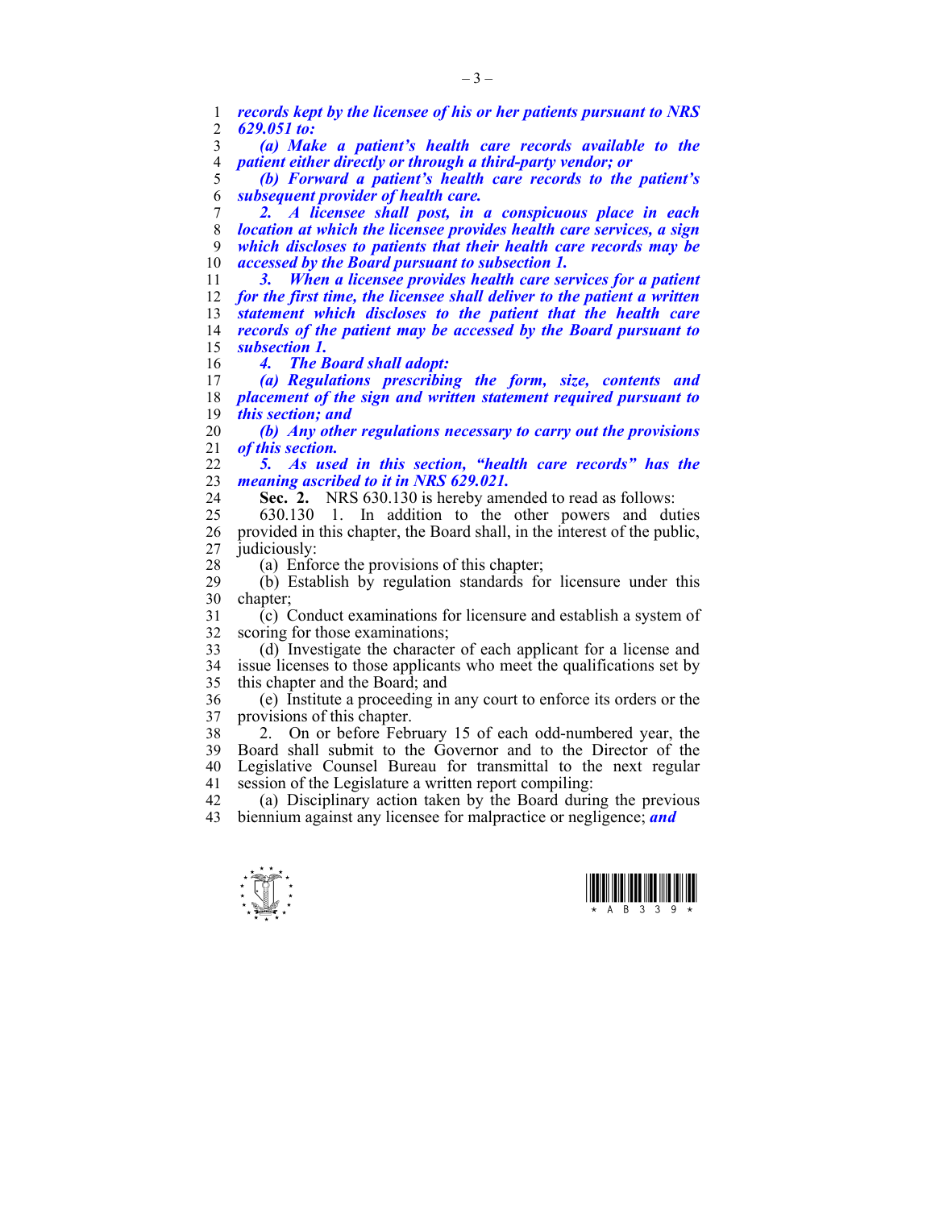***records kept by the licensee of his or her patients pursuant to NRS 629.051 to:***

***(a) Make a patient's health care records available to the patient either directly or through a third-party vendor; or***

***(b) Forward a patient's health care records to the patient's subsequent provider of health care.***

***2. A licensee shall post, in a conspicuous place in each location at which the licensee provides health care services, a sign which discloses to patients that their health care records may be accessed by the Board pursuant to subsection 1.***

***3. When a licensee provides health care services for a patient for the first time, the licensee shall deliver to the patient a written statement which discloses to the patient that the health care records of the patient may be accessed by the Board pursuant to subsection 1.***

***4. The Board shall adopt:***

***(a) Regulations prescribing the form, size, contents and placement of the sign and written statement required pursuant to this section; and***

***(b) Any other regulations necessary to carry out the provisions of this section.***

***5. As used in this section, "health care records" has the meaning ascribed to it in NRS 629.021.***

**Sec. 2.** NRS 630.130 is hereby amended to read as follows:

630.130 1. In addition to the other powers and duties provided in this chapter, the Board shall, in the interest of the public, judiciously:

(a) Enforce the provisions of this chapter;

(b) Establish by regulation standards for licensure under this chapter;

(c) Conduct examinations for licensure and establish a system of scoring for those examinations;

(d) Investigate the character of each applicant for a license and issue licenses to those applicants who meet the qualifications set by this chapter and the Board; and

(e) Institute a proceeding in any court to enforce its orders or the provisions of this chapter.

2. On or before February 15 of each odd-numbered year, the Board shall submit to the Governor and to the Director of the Legislative Counsel Bureau for transmittal to the next regular session of the Legislature a written report compiling:

(a) Disciplinary action taken by the Board during the previous biennium against any licensee for malpractice or negligence; ***and***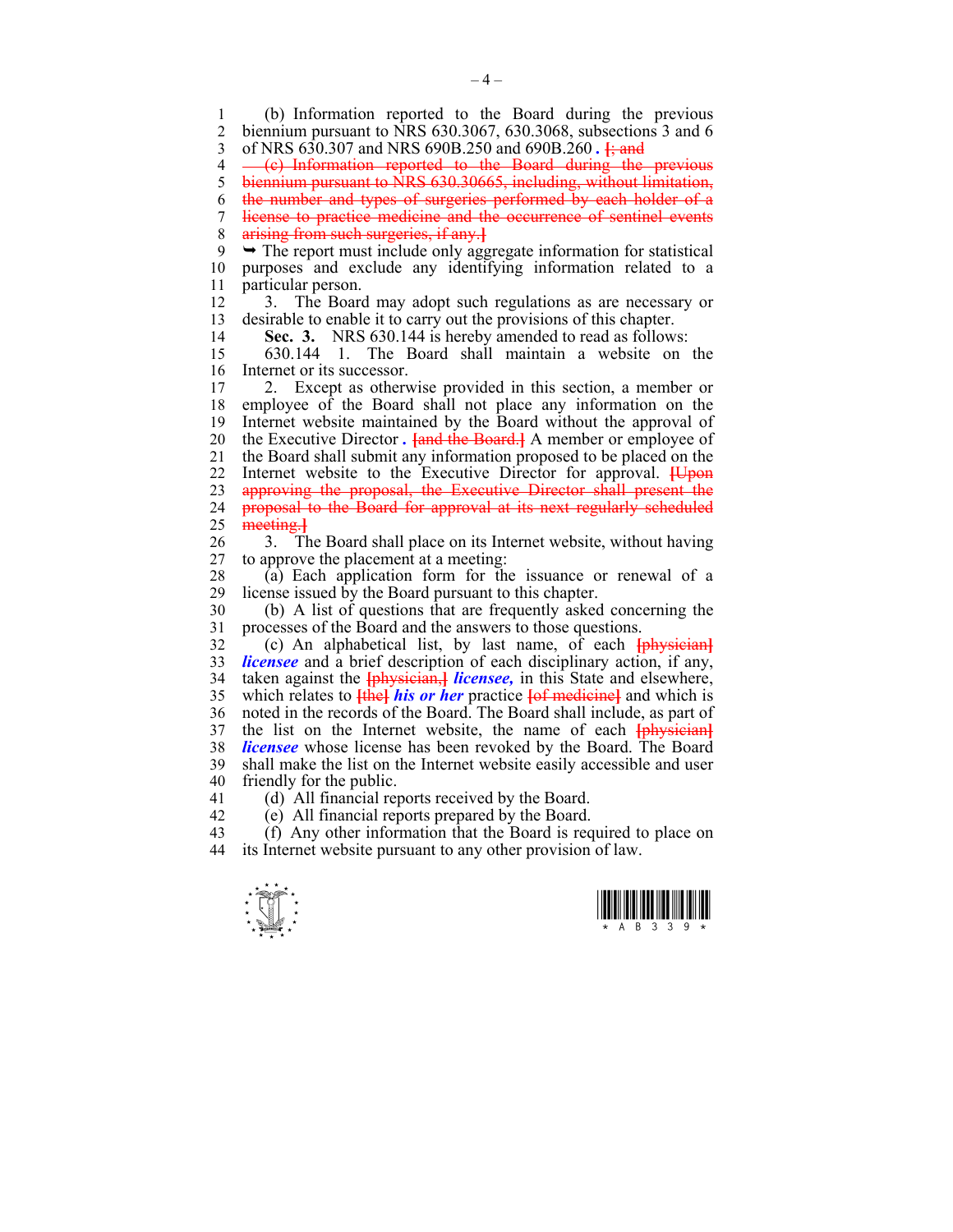(b) Information reported to the Board during the previous biennium pursuant to NRS 630.3067, 630.3068, subsections 3 and 6 of NRS 630.307 and NRS 690B.250 and 690B.260 ***.*** ~~[; and~~

~~(c) Information reported to the Board during the previous biennium pursuant to NRS 630.30665, including, without limitation, the number and types of surgeries performed by each holder of a license to practice medicine and the occurrence of sentinel events arising from such surgeries, if any.]~~

➥ The report must include only aggregate information for statistical purposes and exclude any identifying information related to a particular person.

3. The Board may adopt such regulations as are necessary or desirable to enable it to carry out the provisions of this chapter.

**Sec. 3.** NRS 630.144 is hereby amended to read as follows:

630.144 1. The Board shall maintain a website on the Internet or its successor.

2. Except as otherwise provided in this section, a member or employee of the Board shall not place any information on the Internet website maintained by the Board without the approval of the Executive Director ***.*** ~~[and the Board.]~~ A member or employee of the Board shall submit any information proposed to be placed on the Internet website to the Executive Director for approval. ~~[Upon approving the proposal, the Executive Director shall present the proposal to the Board for approval at its next regularly scheduled meeting.]~~

3. The Board shall place on its Internet website, without having to approve the placement at a meeting:

(a) Each application form for the issuance or renewal of a license issued by the Board pursuant to this chapter.

(b) A list of questions that are frequently asked concerning the processes of the Board and the answers to those questions.

(c) An alphabetical list, by last name, of each ~~[physician]~~ ***licensee*** and a brief description of each disciplinary action, if any, taken against the ~~[physician,]~~ ***licensee,*** in this State and elsewhere, which relates to ~~[the]~~ ***his or her*** practice ~~[of medicine]~~ and which is noted in the records of the Board. The Board shall include, as part of the list on the Internet website, the name of each ~~[physician]~~ ***licensee*** whose license has been revoked by the Board. The Board shall make the list on the Internet website easily accessible and user friendly for the public.

(d) All financial reports received by the Board.

(e) All financial reports prepared by the Board.

(f) Any other information that the Board is required to place on its Internet website pursuant to any other provision of law.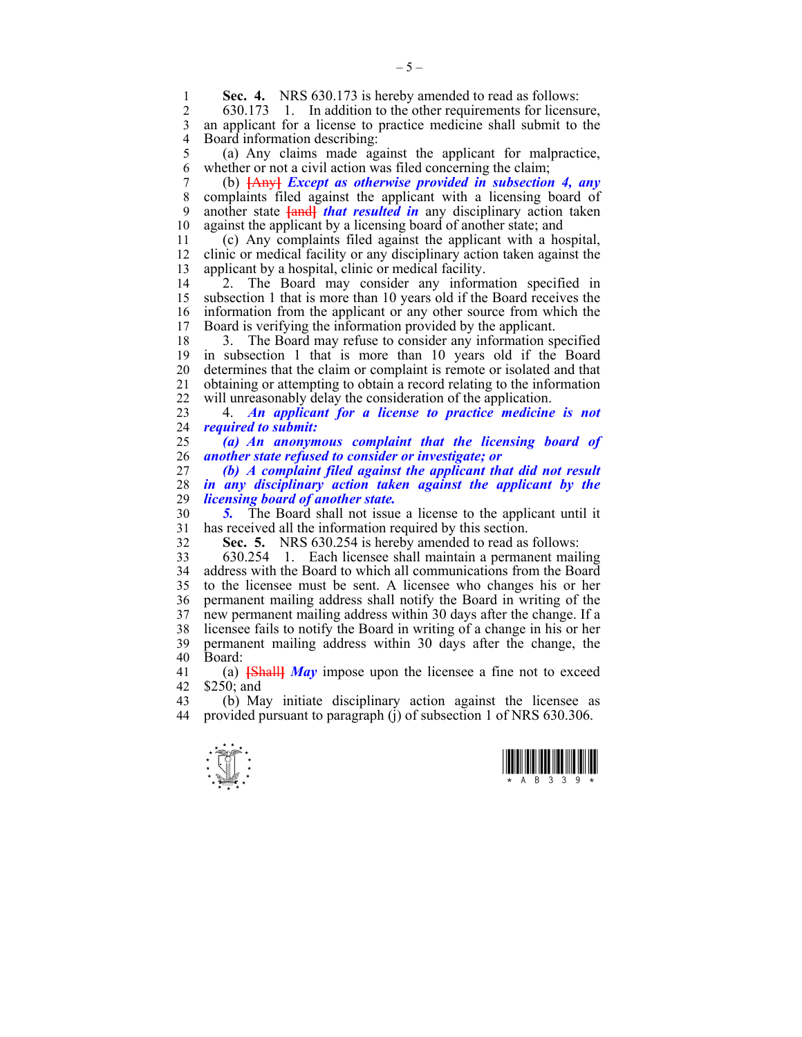**Sec. 4.** NRS 630.173 is hereby amended to read as follows:

630.173 1. In addition to the other requirements for licensure, an applicant for a license to practice medicine shall submit to the Board information describing:

(a) Any claims made against the applicant for malpractice, whether or not a civil action was filed concerning the claim;

(b) [Any] ***Except as otherwise provided in subsection 4, any*** complaints filed against the applicant with a licensing board of another state [and] ***that resulted in*** any disciplinary action taken against the applicant by a licensing board of another state; and

(c) Any complaints filed against the applicant with a hospital, clinic or medical facility or any disciplinary action taken against the applicant by a hospital, clinic or medical facility.

2. The Board may consider any information specified in subsection 1 that is more than 10 years old if the Board receives the information from the applicant or any other source from which the Board is verifying the information provided by the applicant.

3. The Board may refuse to consider any information specified in subsection 1 that is more than 10 years old if the Board determines that the claim or complaint is remote or isolated and that obtaining or attempting to obtain a record relating to the information will unreasonably delay the consideration of the application.

4. ***An applicant for a license to practice medicine is not required to submit:***

***(a) An anonymous complaint that the licensing board of another state refused to consider or investigate; or***

***(b) A complaint filed against the applicant that did not result in any disciplinary action taken against the applicant by the licensing board of another state.***

***5.*** The Board shall not issue a license to the applicant until it has received all the information required by this section.

**Sec. 5.** NRS 630.254 is hereby amended to read as follows:

630.254 1. Each licensee shall maintain a permanent mailing address with the Board to which all communications from the Board to the licensee must be sent. A licensee who changes his or her permanent mailing address shall notify the Board in writing of the new permanent mailing address within 30 days after the change. If a licensee fails to notify the Board in writing of a change in his or her permanent mailing address within 30 days after the change, the Board:

(a) [Shall] ***May*** impose upon the licensee a fine not to exceed $250; and

(b) May initiate disciplinary action against the licensee as provided pursuant to paragraph (j) of subsection 1 of NRS 630.306.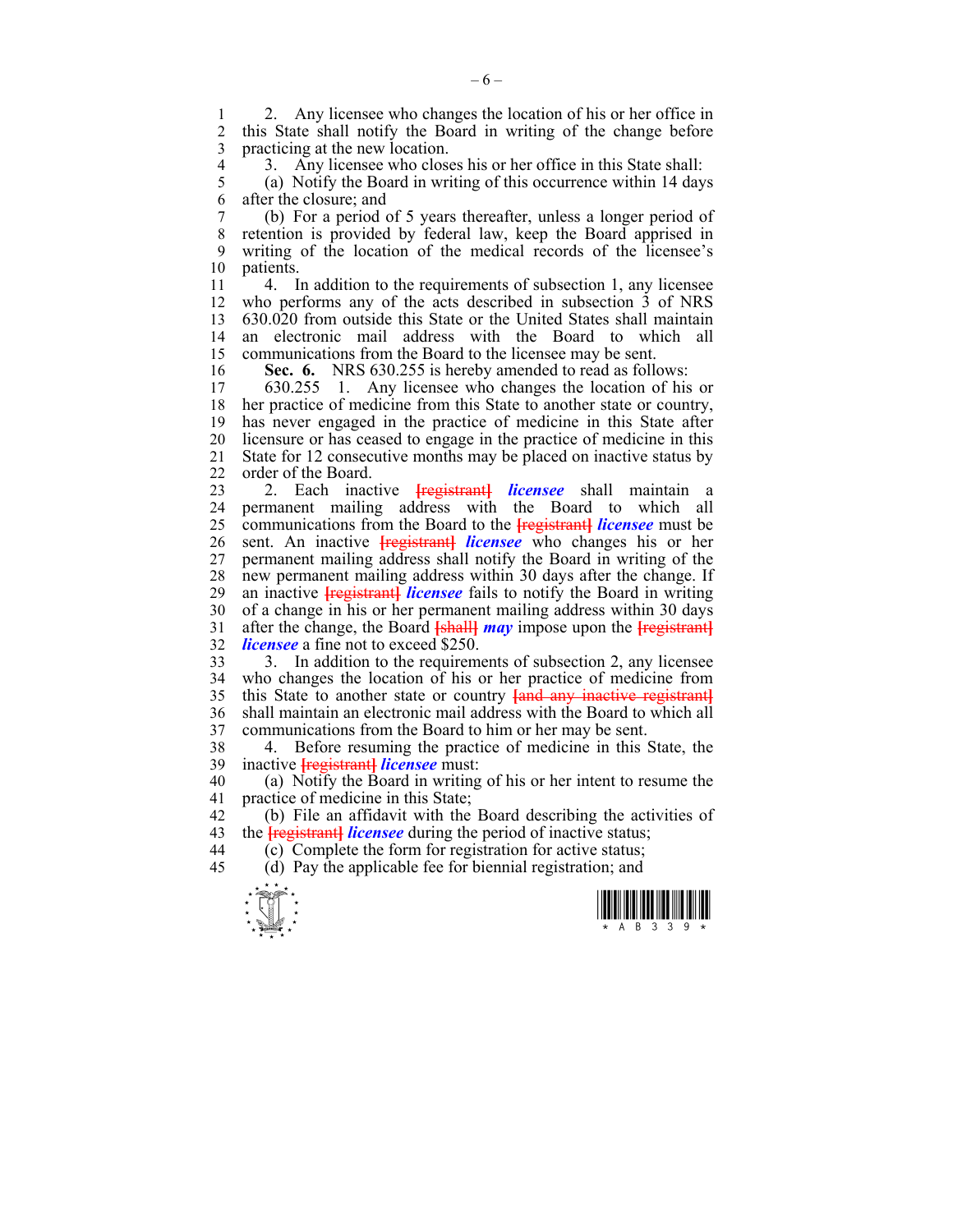2. Any licensee who changes the location of his or her office in this State shall notify the Board in writing of the change before practicing at the new location.

3. Any licensee who closes his or her office in this State shall:

(a) Notify the Board in writing of this occurrence within 14 days after the closure; and

(b) For a period of 5 years thereafter, unless a longer period of retention is provided by federal law, keep the Board apprised in writing of the location of the medical records of the licensee's patients.

4. In addition to the requirements of subsection 1, any licensee who performs any of the acts described in subsection 3 of NRS 630.020 from outside this State or the United States shall maintain an electronic mail address with the Board to which all communications from the Board to the licensee may be sent.

**Sec. 6.** NRS 630.255 is hereby amended to read as follows:

630.255 1. Any licensee who changes the location of his or her practice of medicine from this State to another state or country, has never engaged in the practice of medicine in this State after licensure or has ceased to engage in the practice of medicine in this State for 12 consecutive months may be placed on inactive status by order of the Board.

2. Each inactive ~~[registrant]~~ ***licensee*** shall maintain a permanent mailing address with the Board to which all communications from the Board to the ~~[registrant]~~ ***licensee*** must be sent. An inactive ~~[registrant]~~ ***licensee*** who changes his or her permanent mailing address shall notify the Board in writing of the new permanent mailing address within 30 days after the change. If an inactive ~~[registrant]~~ ***licensee*** fails to notify the Board in writing of a change in his or her permanent mailing address within 30 days after the change, the Board ~~[shall]~~ ***may*** impose upon the ~~[registrant]~~ ***licensee*** a fine not to exceed $250.

3. In addition to the requirements of subsection 2, any licensee who changes the location of his or her practice of medicine from this State to another state or country ~~[and any inactive registrant]~~ shall maintain an electronic mail address with the Board to which all communications from the Board to him or her may be sent.

4. Before resuming the practice of medicine in this State, the inactive ~~[registrant]~~ ***licensee*** must:

(a) Notify the Board in writing of his or her intent to resume the practice of medicine in this State;

(b) File an affidavit with the Board describing the activities of the ~~[registrant]~~ ***licensee*** during the period of inactive status;

(c) Complete the form for registration for active status;

(d) Pay the applicable fee for biennial registration; and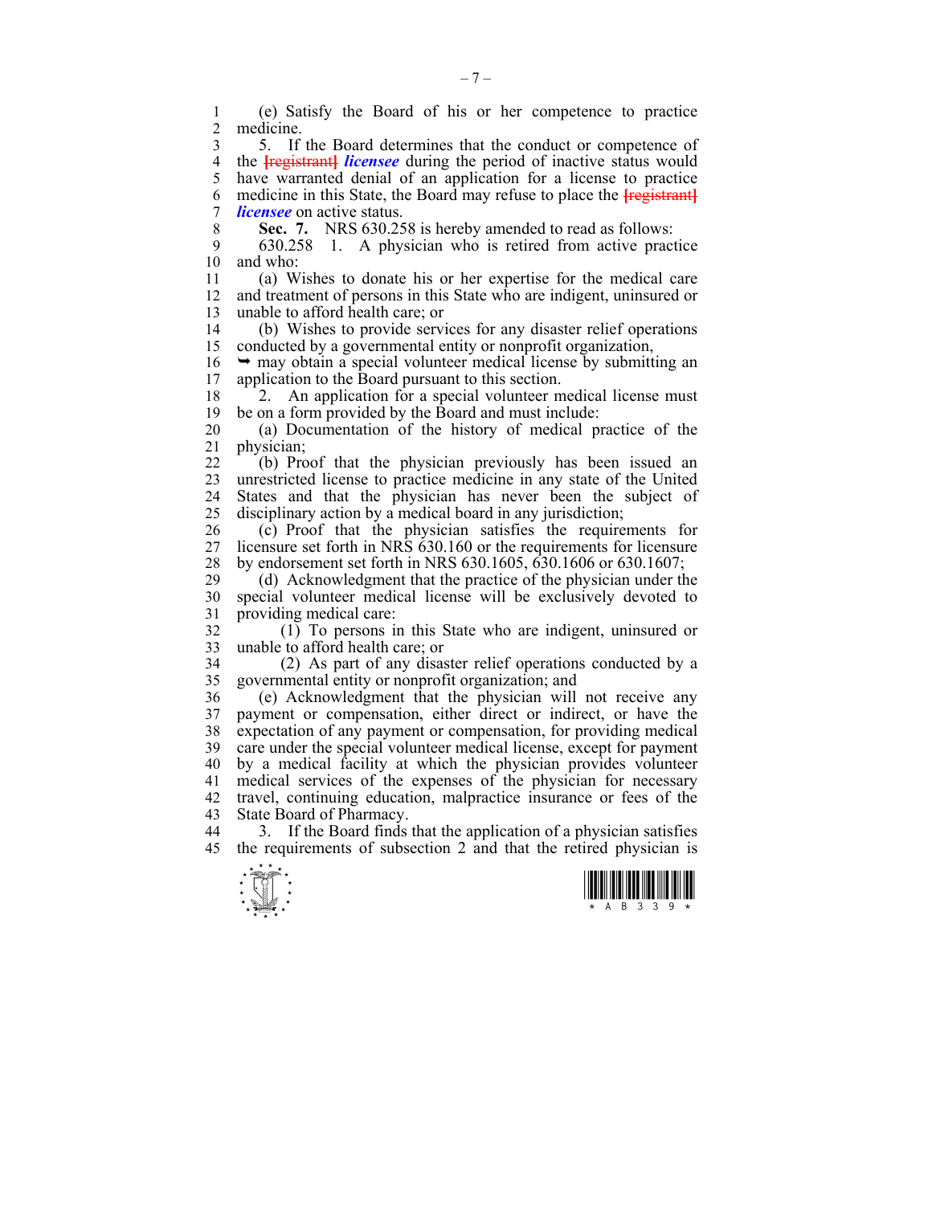(e) Satisfy the Board of his or her competence to practice medicine.

5. If the Board determines that the conduct or competence of the [registrant] ***licensee*** during the period of inactive status would have warranted denial of an application for a license to practice medicine in this State, the Board may refuse to place the [registrant] ***licensee*** on active status.

**Sec. 7.** NRS 630.258 is hereby amended to read as follows:

630.258 1. A physician who is retired from active practice and who:

(a) Wishes to donate his or her expertise for the medical care and treatment of persons in this State who are indigent, uninsured or unable to afford health care; or

(b) Wishes to provide services for any disaster relief operations conducted by a governmental entity or nonprofit organization,

➥ may obtain a special volunteer medical license by submitting an application to the Board pursuant to this section.

2. An application for a special volunteer medical license must be on a form provided by the Board and must include:

(a) Documentation of the history of medical practice of the physician;

(b) Proof that the physician previously has been issued an unrestricted license to practice medicine in any state of the United States and that the physician has never been the subject of disciplinary action by a medical board in any jurisdiction;

(c) Proof that the physician satisfies the requirements for licensure set forth in NRS 630.160 or the requirements for licensure by endorsement set forth in NRS 630.1605, 630.1606 or 630.1607;

(d) Acknowledgment that the practice of the physician under the special volunteer medical license will be exclusively devoted to providing medical care:

(1) To persons in this State who are indigent, uninsured or unable to afford health care; or

(2) As part of any disaster relief operations conducted by a governmental entity or nonprofit organization; and

(e) Acknowledgment that the physician will not receive any payment or compensation, either direct or indirect, or have the expectation of any payment or compensation, for providing medical care under the special volunteer medical license, except for payment by a medical facility at which the physician provides volunteer medical services of the expenses of the physician for necessary travel, continuing education, malpractice insurance or fees of the State Board of Pharmacy.

3. If the Board finds that the application of a physician satisfies the requirements of subsection 2 and that the retired physician is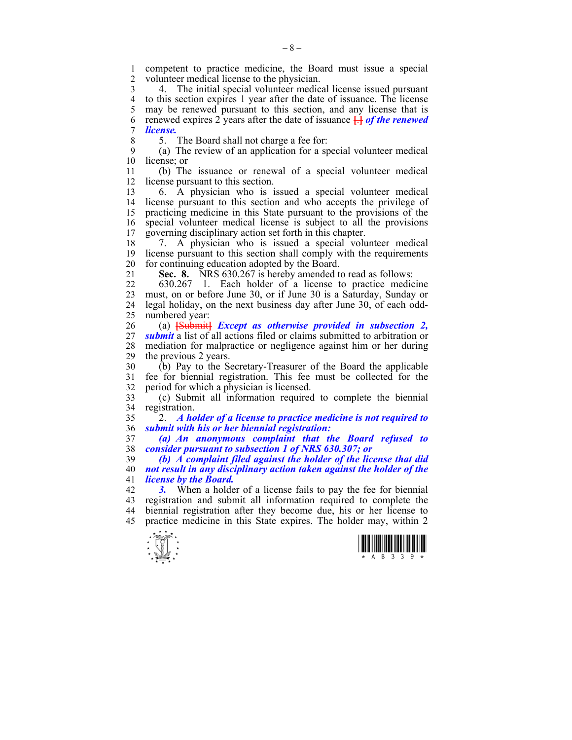competent to practice medicine, the Board must issue a special volunteer medical license to the physician.

4. The initial special volunteer medical license issued pursuant to this section expires 1 year after the date of issuance. The license may be renewed pursuant to this section, and any license that is renewed expires 2 years after the date of issuance [.] ***of the renewed license.***

5. The Board shall not charge a fee for:

(a) The review of an application for a special volunteer medical license; or

(b) The issuance or renewal of a special volunteer medical license pursuant to this section.

6. A physician who is issued a special volunteer medical license pursuant to this section and who accepts the privilege of practicing medicine in this State pursuant to the provisions of the special volunteer medical license is subject to all the provisions governing disciplinary action set forth in this chapter.

7. A physician who is issued a special volunteer medical license pursuant to this section shall comply with the requirements for continuing education adopted by the Board.

**Sec. 8.** NRS 630.267 is hereby amended to read as follows:

630.267 1. Each holder of a license to practice medicine must, on or before June 30, or if June 30 is a Saturday, Sunday or legal holiday, on the next business day after June 30, of each odd-numbered year:

(a) [Submit] ***Except as otherwise provided in subsection 2, submit*** a list of all actions filed or claims submitted to arbitration or mediation for malpractice or negligence against him or her during the previous 2 years.

(b) Pay to the Secretary-Treasurer of the Board the applicable fee for biennial registration. This fee must be collected for the period for which a physician is licensed.

(c) Submit all information required to complete the biennial registration.

2. ***A holder of a license to practice medicine is not required to submit with his or her biennial registration:***

***(a) An anonymous complaint that the Board refused to consider pursuant to subsection 1 of NRS 630.307; or***

***(b) A complaint filed against the holder of the license that did not result in any disciplinary action taken against the holder of the license by the Board.***

***3.*** When a holder of a license fails to pay the fee for biennial registration and submit all information required to complete the biennial registration after they become due, his or her license to practice medicine in this State expires. The holder may, within 2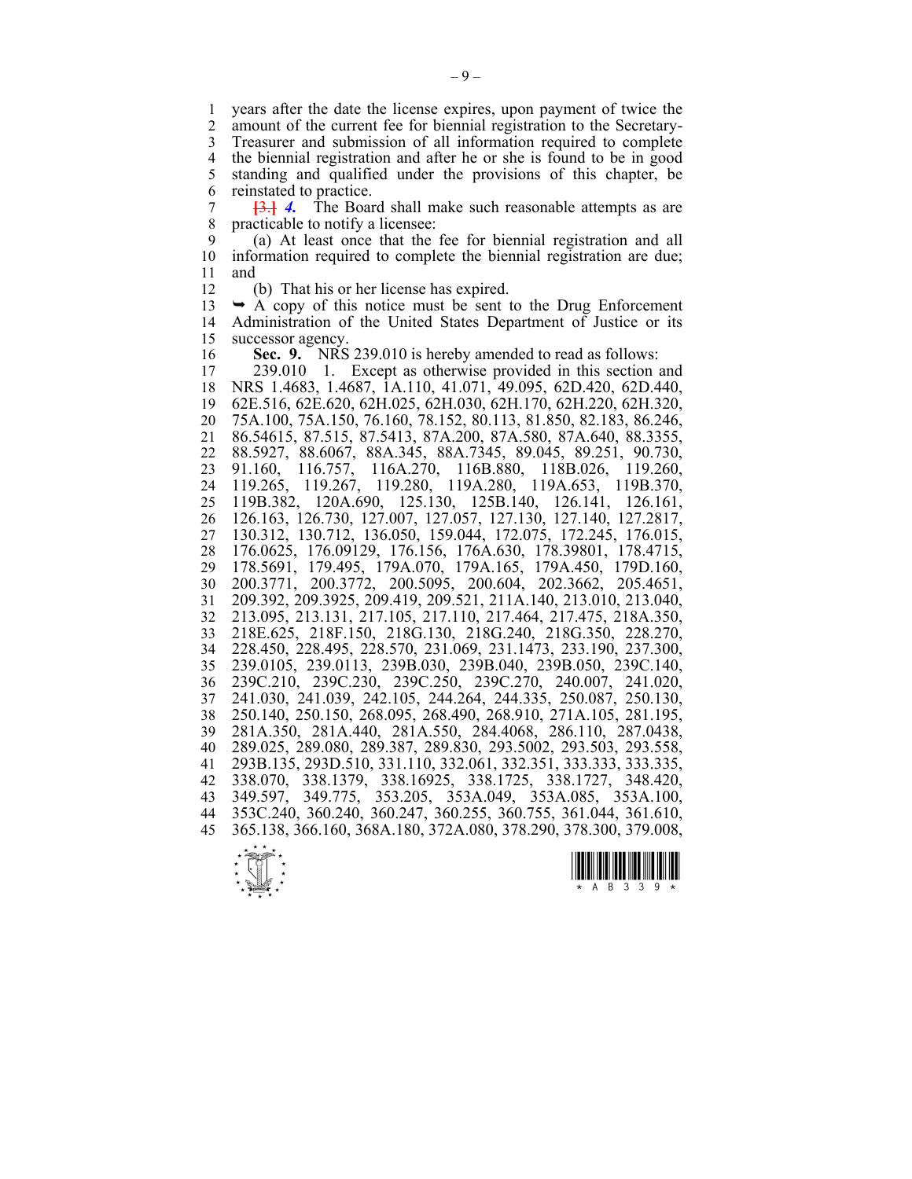years after the date the license expires, upon payment of twice the amount of the current fee for biennial registration to the Secretary-Treasurer and submission of all information required to complete the biennial registration and after he or she is found to be in good standing and qualified under the provisions of this chapter, be reinstated to practice.

~~[3.]~~ *4.* The Board shall make such reasonable attempts as are practicable to notify a licensee:

(a) At least once that the fee for biennial registration and all information required to complete the biennial registration are due; and

(b) That his or her license has expired.

➥ A copy of this notice must be sent to the Drug Enforcement Administration of the United States Department of Justice or its successor agency.

**Sec. 9.** NRS 239.010 is hereby amended to read as follows:

239.010 1. Except as otherwise provided in this section and NRS 1.4683, 1.4687, 1A.110, 41.071, 49.095, 62D.420, 62D.440, 62E.516, 62E.620, 62H.025, 62H.030, 62H.170, 62H.220, 62H.320, 75A.100, 75A.150, 76.160, 78.152, 80.113, 81.850, 82.183, 86.246, 86.54615, 87.515, 87.5413, 87A.200, 87A.580, 87A.640, 88.3355, 88.5927, 88.6067, 88A.345, 88A.7345, 89.045, 89.251, 90.730, 91.160, 116.757, 116A.270, 116B.880, 118B.026, 119.260, 119.265, 119.267, 119.280, 119A.280, 119A.653, 119B.370, 119B.382, 120A.690, 125.130, 125B.140, 126.141, 126.161, 126.163, 126.730, 127.007, 127.057, 127.130, 127.140, 127.2817, 130.312, 130.712, 136.050, 159.044, 172.075, 172.245, 176.015, 176.0625, 176.09129, 176.156, 176A.630, 178.39801, 178.4715, 178.5691, 179.495, 179A.070, 179A.165, 179A.450, 179D.160, 200.3771, 200.3772, 200.5095, 200.604, 202.3662, 205.4651, 209.392, 209.3925, 209.419, 209.521, 211A.140, 213.010, 213.040, 213.095, 213.131, 217.105, 217.110, 217.464, 217.475, 218A.350, 218E.625, 218F.150, 218G.130, 218G.240, 218G.350, 228.270, 228.450, 228.495, 228.570, 231.069, 231.1473, 233.190, 237.300, 239.0105, 239.0113, 239B.030, 239B.040, 239B.050, 239C.140, 239C.210, 239C.230, 239C.250, 239C.270, 240.007, 241.020, 241.030, 241.039, 242.105, 244.264, 244.335, 250.087, 250.130, 250.140, 250.150, 268.095, 268.490, 268.910, 271A.105, 281.195, 281A.350, 281A.440, 281A.550, 284.4068, 286.110, 287.0438, 289.025, 289.080, 289.387, 289.830, 293.5002, 293.503, 293.558, 293B.135, 293D.510, 331.110, 332.061, 332.351, 333.333, 333.335, 338.070, 338.1379, 338.16925, 338.1725, 338.1727, 348.420, 349.597, 349.775, 353.205, 353A.049, 353A.085, 353A.100, 353C.240, 360.240, 360.247, 360.255, 360.755, 361.044, 361.610, 365.138, 366.160, 368A.180, 372A.080, 378.290, 378.300, 379.008,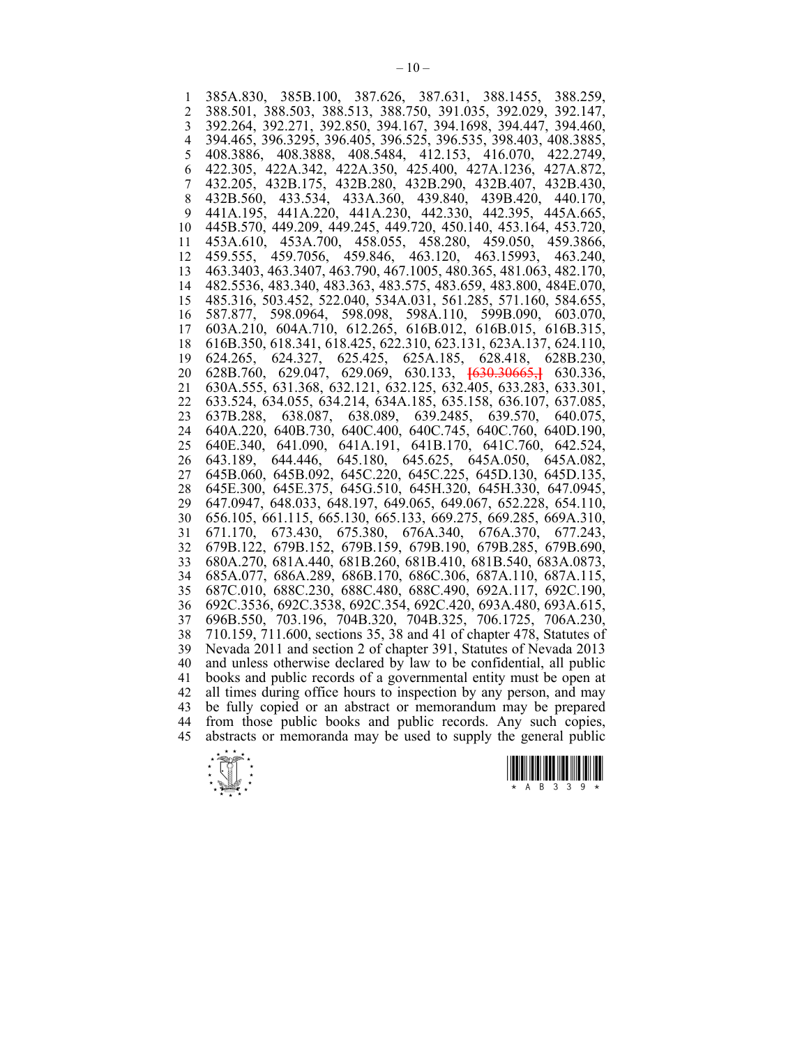385A.830, 385B.100, 387.626, 387.631, 388.1455, 388.259, 388.501, 388.503, 388.513, 388.750, 391.035, 392.029, 392.147, 392.264, 392.271, 392.850, 394.167, 394.1698, 394.447, 394.460, 394.465, 396.3295, 396.405, 396.525, 396.535, 398.403, 408.3885, 408.3886, 408.3888, 408.5484, 412.153, 416.070, 422.2749, 422.305, 422A.342, 422A.350, 425.400, 427A.1236, 427A.872, 432.205, 432B.175, 432B.280, 432B.290, 432B.407, 432B.430, 432B.560, 433.534, 433A.360, 439.840, 439B.420, 440.170, 441A.195, 441A.220, 441A.230, 442.330, 442.395, 445A.665, 445B.570, 449.209, 449.245, 449.720, 450.140, 453.164, 453.720, 453A.610, 453A.700, 458.055, 458.280, 459.050, 459.3866, 459.555, 459.7056, 459.846, 463.120, 463.15993, 463.240, 463.3403, 463.3407, 463.790, 467.1005, 480.365, 481.063, 482.170, 482.5536, 483.340, 483.363, 483.575, 483.659, 483.800, 484E.070, 485.316, 503.452, 522.040, 534A.031, 561.285, 571.160, 584.655, 587.877, 598.0964, 598.098, 598A.110, 599B.090, 603.070, 603A.210, 604A.710, 612.265, 616B.012, 616B.015, 616B.315, 616B.350, 618.341, 618.425, 622.310, 623.131, 623A.137, 624.110, 624.265, 624.327, 625.425, 625A.185, 628.418, 628B.230, 628B.760, 629.047, 629.069, 630.133, [630.30665,] 630.336, 630A.555, 631.368, 632.121, 632.125, 632.405, 633.283, 633.301, 633.524, 634.055, 634.214, 634A.185, 635.158, 636.107, 637.085, 637B.288, 638.087, 638.089, 639.2485, 639.570, 640.075, 640A.220, 640B.730, 640C.400, 640C.745, 640C.760, 640D.190, 640E.340, 641.090, 641A.191, 641B.170, 641C.760, 642.524, 643.189, 644.446, 645.180, 645.625, 645A.050, 645A.082, 645B.060, 645B.092, 645C.220, 645C.225, 645D.130, 645D.135, 645E.300, 645E.375, 645G.510, 645H.320, 645H.330, 647.0945, 647.0947, 648.033, 648.197, 649.065, 649.067, 652.228, 654.110, 656.105, 661.115, 665.130, 665.133, 669.275, 669.285, 669A.310, 671.170, 673.430, 675.380, 676A.340, 676A.370, 677.243, 679B.122, 679B.152, 679B.159, 679B.190, 679B.285, 679B.690, 680A.270, 681A.440, 681B.260, 681B.410, 681B.540, 683A.0873, 685A.077, 686A.289, 686B.170, 686C.306, 687A.110, 687A.115, 687C.010, 688C.230, 688C.480, 688C.490, 692A.117, 692C.190, 692C.3536, 692C.3538, 692C.354, 692C.420, 693A.480, 693A.615, 696B.550, 703.196, 704B.320, 704B.325, 706.1725, 706A.230, 710.159, 711.600, sections 35, 38 and 41 of chapter 478, Statutes of Nevada 2011 and section 2 of chapter 391, Statutes of Nevada 2013 and unless otherwise declared by law to be confidential, all public books and public records of a governmental entity must be open at all times during office hours to inspection by any person, and may be fully copied or an abstract or memorandum may be prepared from those public books and public records. Any such copies, abstracts or memoranda may be used to supply the general public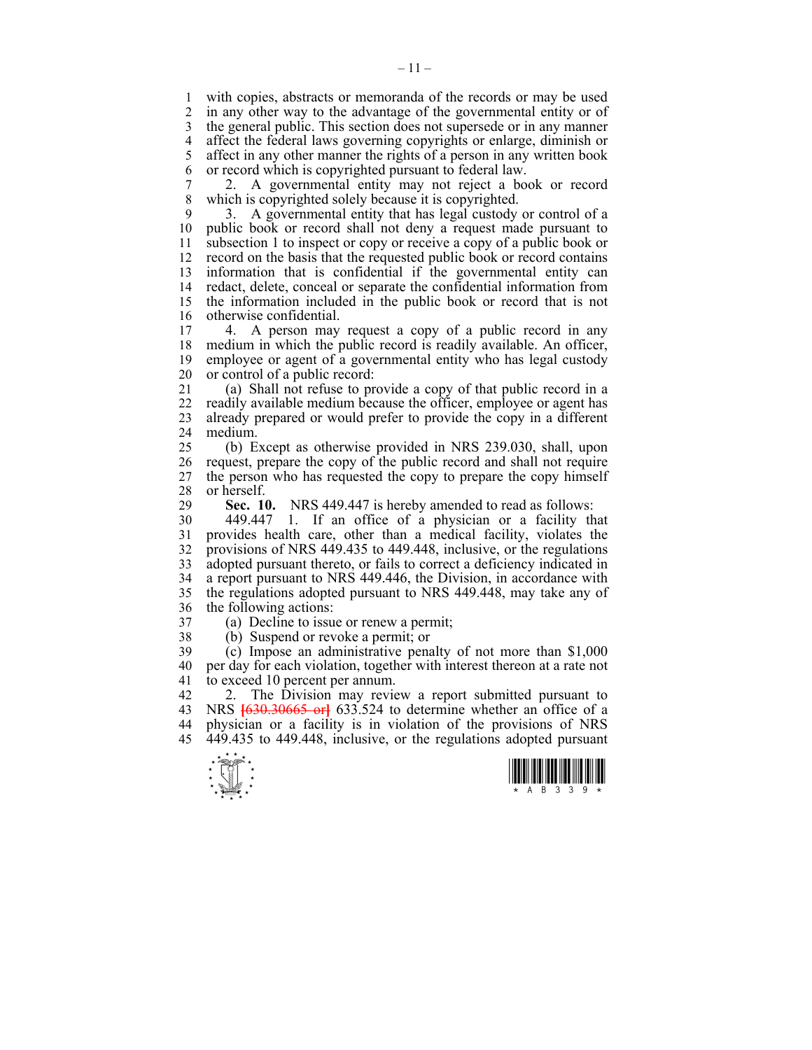with copies, abstracts or memoranda of the records or may be used in any other way to the advantage of the governmental entity or of the general public. This section does not supersede or in any manner affect the federal laws governing copyrights or enlarge, diminish or affect in any other manner the rights of a person in any written book or record which is copyrighted pursuant to federal law.

2. A governmental entity may not reject a book or record which is copyrighted solely because it is copyrighted.

3. A governmental entity that has legal custody or control of a public book or record shall not deny a request made pursuant to subsection 1 to inspect or copy or receive a copy of a public book or record on the basis that the requested public book or record contains information that is confidential if the governmental entity can redact, delete, conceal or separate the confidential information from the information included in the public book or record that is not otherwise confidential.

4. A person may request a copy of a public record in any medium in which the public record is readily available. An officer, employee or agent of a governmental entity who has legal custody or control of a public record:

(a) Shall not refuse to provide a copy of that public record in a readily available medium because the officer, employee or agent has already prepared or would prefer to provide the copy in a different medium.

(b) Except as otherwise provided in NRS 239.030, shall, upon request, prepare the copy of the public record and shall not require the person who has requested the copy to prepare the copy himself or herself.

**Sec. 10.** NRS 449.447 is hereby amended to read as follows:

449.447 1. If an office of a physician or a facility that provides health care, other than a medical facility, violates the provisions of NRS 449.435 to 449.448, inclusive, or the regulations adopted pursuant thereto, or fails to correct a deficiency indicated in a report pursuant to NRS 449.446, the Division, in accordance with the regulations adopted pursuant to NRS 449.448, may take any of the following actions:

(a) Decline to issue or renew a permit;

(b) Suspend or revoke a permit; or

(c) Impose an administrative penalty of not more than $1,000 per day for each violation, together with interest thereon at a rate not to exceed 10 percent per annum.

2. The Division may review a report submitted pursuant to NRS [630.30665 or] 633.524 to determine whether an office of a physician or a facility is in violation of the provisions of NRS 449.435 to 449.448, inclusive, or the regulations adopted pursuant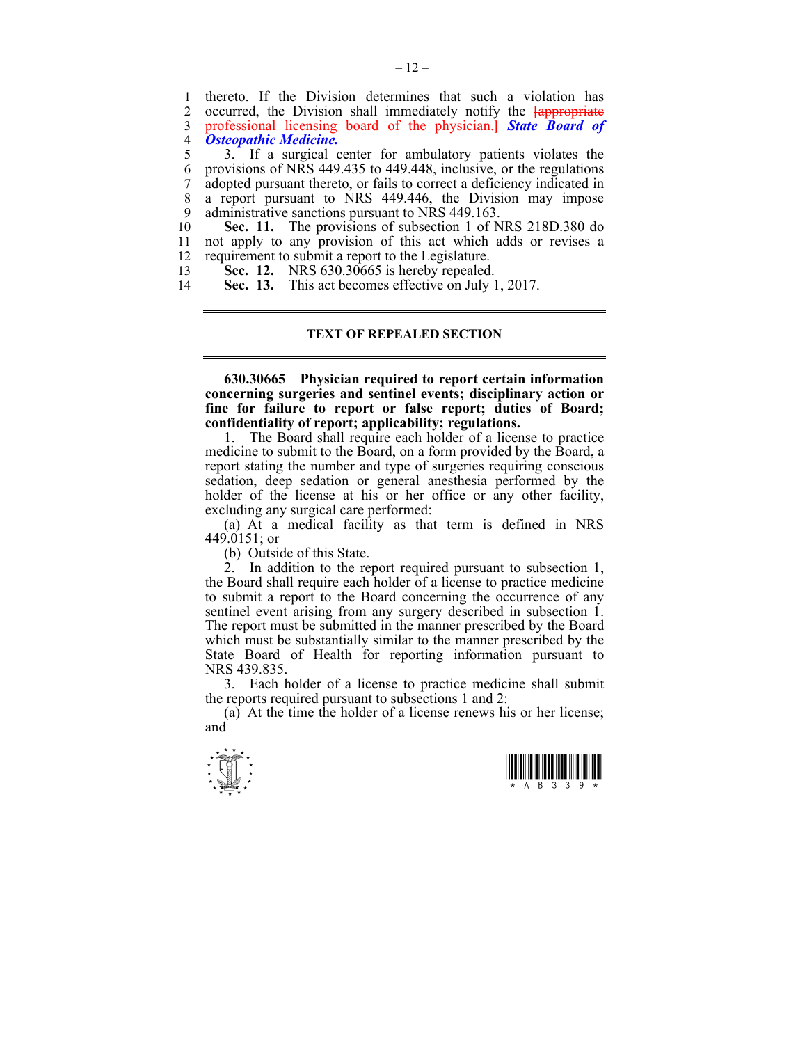thereto. If the Division determines that such a violation has occurred, the Division shall immediately notify the ~~[appropriate professional licensing board of the physician.]~~ ***State Board of Osteopathic Medicine.***

3. If a surgical center for ambulatory patients violates the provisions of NRS 449.435 to 449.448, inclusive, or the regulations adopted pursuant thereto, or fails to correct a deficiency indicated in a report pursuant to NRS 449.446, the Division may impose administrative sanctions pursuant to NRS 449.163.

**Sec. 11.** The provisions of subsection 1 of NRS 218D.380 do not apply to any provision of this act which adds or revises a requirement to submit a report to the Legislature.

**Sec. 12.** NRS 630.30665 is hereby repealed.

**Sec. 13.** This act becomes effective on July 1, 2017.

---

## TEXT OF REPEALED SECTION

---

**630.30665 Physician required to report certain information concerning surgeries and sentinel events; disciplinary action or fine for failure to report or false report; duties of Board; confidentiality of report; applicability; regulations.**

1. The Board shall require each holder of a license to practice medicine to submit to the Board, on a form provided by the Board, a report stating the number and type of surgeries requiring conscious sedation, deep sedation or general anesthesia performed by the holder of the license at his or her office or any other facility, excluding any surgical care performed:

(a) At a medical facility as that term is defined in NRS 449.0151; or

(b) Outside of this State.

2. In addition to the report required pursuant to subsection 1, the Board shall require each holder of a license to practice medicine to submit a report to the Board concerning the occurrence of any sentinel event arising from any surgery described in subsection 1. The report must be submitted in the manner prescribed by the Board which must be substantially similar to the manner prescribed by the State Board of Health for reporting information pursuant to NRS 439.835.

3. Each holder of a license to practice medicine shall submit the reports required pursuant to subsections 1 and 2:

(a) At the time the holder of a license renews his or her license; and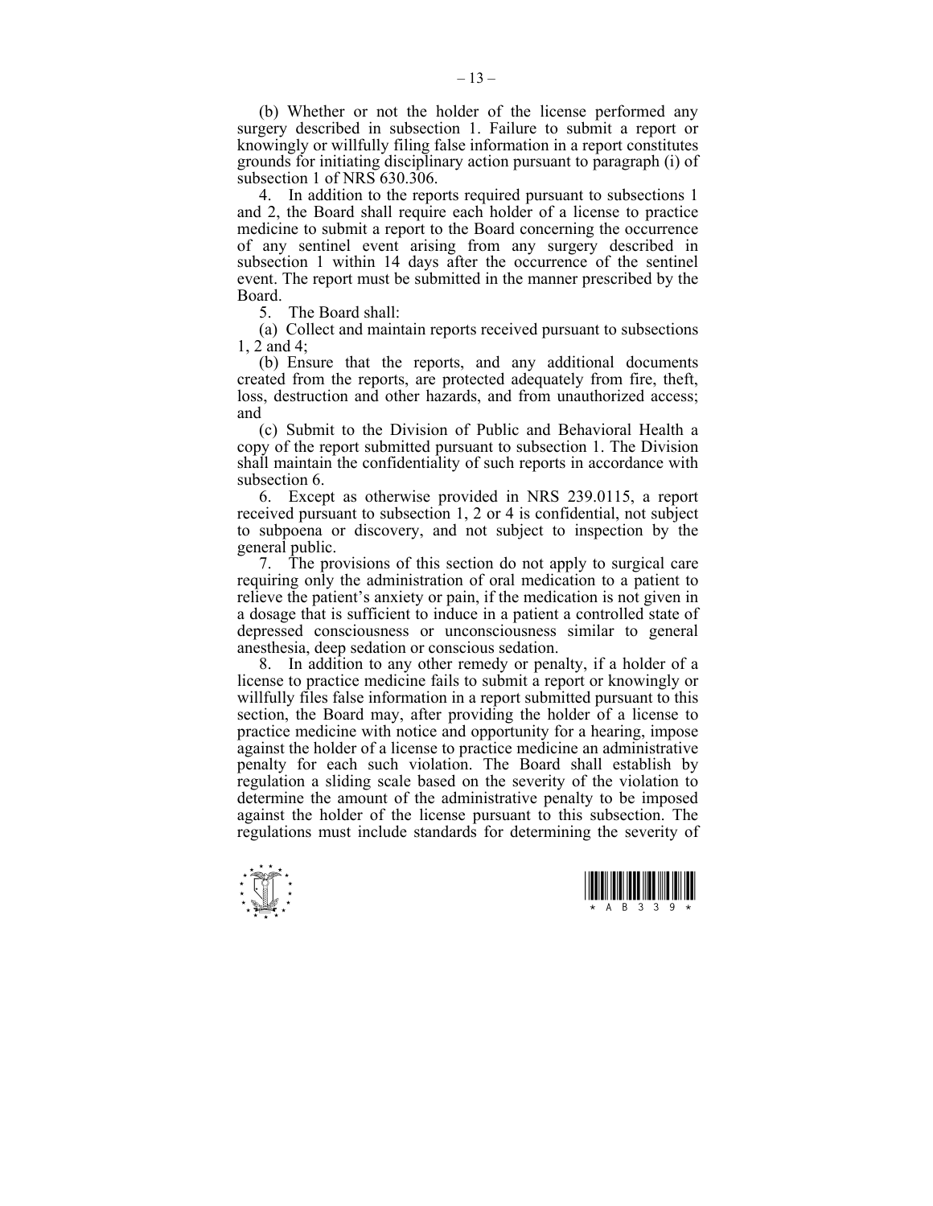(b) Whether or not the holder of the license performed any surgery described in subsection 1. Failure to submit a report or knowingly or willfully filing false information in a report constitutes grounds for initiating disciplinary action pursuant to paragraph (i) of subsection 1 of NRS 630.306.

4. In addition to the reports required pursuant to subsections 1 and 2, the Board shall require each holder of a license to practice medicine to submit a report to the Board concerning the occurrence of any sentinel event arising from any surgery described in subsection 1 within 14 days after the occurrence of the sentinel event. The report must be submitted in the manner prescribed by the Board.

5. The Board shall:

(a) Collect and maintain reports received pursuant to subsections 1, 2 and 4;

(b) Ensure that the reports, and any additional documents created from the reports, are protected adequately from fire, theft, loss, destruction and other hazards, and from unauthorized access; and

(c) Submit to the Division of Public and Behavioral Health a copy of the report submitted pursuant to subsection 1. The Division shall maintain the confidentiality of such reports in accordance with subsection 6.

6. Except as otherwise provided in NRS 239.0115, a report received pursuant to subsection 1, 2 or 4 is confidential, not subject to subpoena or discovery, and not subject to inspection by the general public.

7. The provisions of this section do not apply to surgical care requiring only the administration of oral medication to a patient to relieve the patient's anxiety or pain, if the medication is not given in a dosage that is sufficient to induce in a patient a controlled state of depressed consciousness or unconsciousness similar to general anesthesia, deep sedation or conscious sedation.

8. In addition to any other remedy or penalty, if a holder of a license to practice medicine fails to submit a report or knowingly or willfully files false information in a report submitted pursuant to this section, the Board may, after providing the holder of a license to practice medicine with notice and opportunity for a hearing, impose against the holder of a license to practice medicine an administrative penalty for each such violation. The Board shall establish by regulation a sliding scale based on the severity of the violation to determine the amount of the administrative penalty to be imposed against the holder of the license pursuant to this subsection. The regulations must include standards for determining the severity of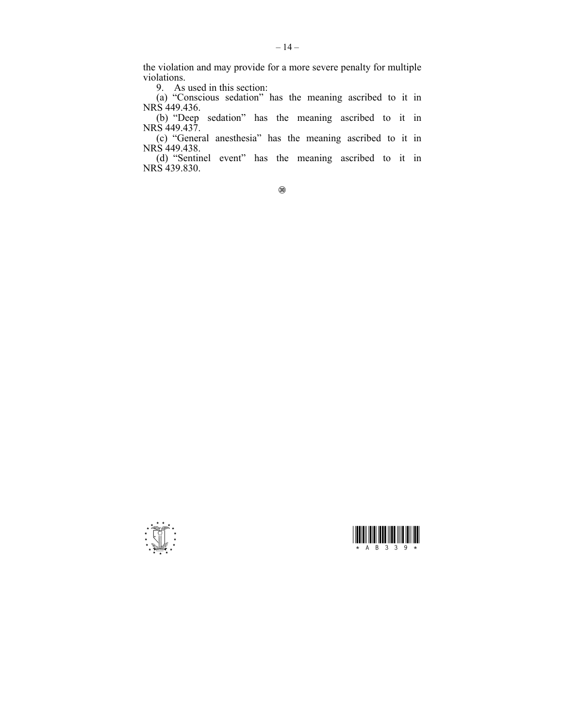the violation and may provide for a more severe penalty for multiple violations.

9. As used in this section:

(a) "Conscious sedation" has the meaning ascribed to it in NRS 449.436.

(b) "Deep sedation" has the meaning ascribed to it in NRS 449.437.

(c) "General anesthesia" has the meaning ascribed to it in NRS 449.438.

(d) "Sentinel event" has the meaning ascribed to it in NRS 439.830.